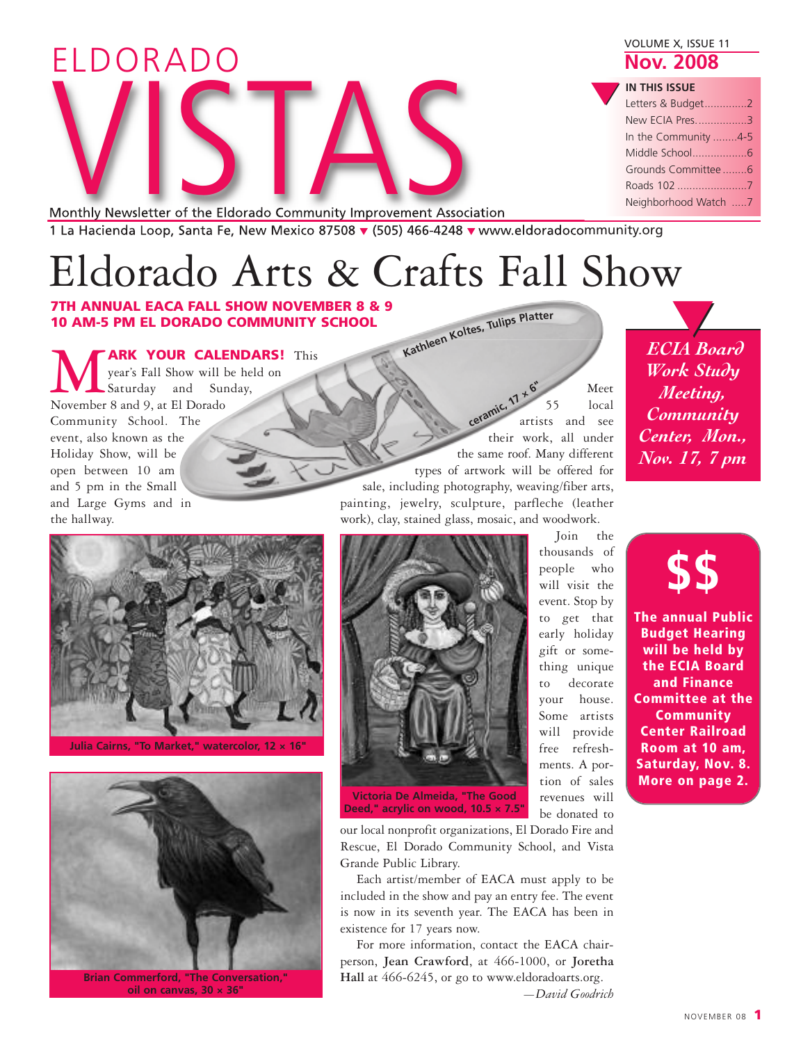# ELDORADO VISTAS

Monthly Newsletter of the Eldorado Community Improvement Association

1 La Hacienda Loop, Santa Fe, New Mexico 87508 ▼ (505) 466-4248 ▼ www.eldoradocommunity.org

VOLUME X, ISSUE 11

**Nov. 2008**

**IN THIS ISSUE**

- Letters & Budget..............2
- New ECIA Pres..................3
- In the Community ........4-5
- Middle School..................6
- Grounds Committee ........6
- Roads 102 .......................7
- Neighborhood Watch .....7

# Eldorado Arts & Crafts Fall Show

**7TH ANNUAL EACA FALL SHOW NOVEMBER 8 & 9**
**10 AM-5 PM EL DORADO COMMUNITY SCHOOL**

**MARK YOUR CALENDARS!** This year's Fall Show will be held on Saturday and Sunday, November 8 and 9, at El Dorado Community School. The event, also known as the Holiday Show, will be open between 10 am and 5 pm in the Small and Large Gyms and in the hallway.

Kathleen Koltes, Tulips Platter, ceramic, 17 × 6"

Meet 55 local artists and see their work, all under the same roof. Many different types of artwork will be offered for sale, including photography, weaving/fiber arts, painting, jewelry, sculpture, parfleche (leather work), clay, stained glass, mosaic, and woodwork.

Julia Cairns, "To Market," watercolor, 12 × 16"

Brian Commerford, "The Conversation," oil on canvas, 30 × 36"

Victoria De Almeida, "The Good Deed," acrylic on wood, 10.5 × 7.5"

Join the thousands of people who will visit the event. Stop by to get that early holiday gift or something unique to decorate your house. Some artists will provide free refreshments. A portion of sales revenues will be donated to our local nonprofit organizations, El Dorado Fire and Rescue, El Dorado Community School, and Vista Grande Public Library.

Each artist/member of EACA must apply to be included in the show and pay an entry fee. The event is now in its seventh year. The EACA has been in existence for 17 years now.

For more information, contact the EACA chairperson, **Jean Crawford**, at 466-1000, or **Joretha Hall** at 466-6245, or go to www.eldoradoarts.org.

*—David Goodrich*

*ECIA Board Work Study Meeting, Community Center, Mon., Nov. 17, 7 pm*

**$$**

**The annual Public Budget Hearing will be held by the ECIA Board and Finance Committee at the Community Center Railroad Room at 10 am, Saturday, Nov. 8. More on page 2.**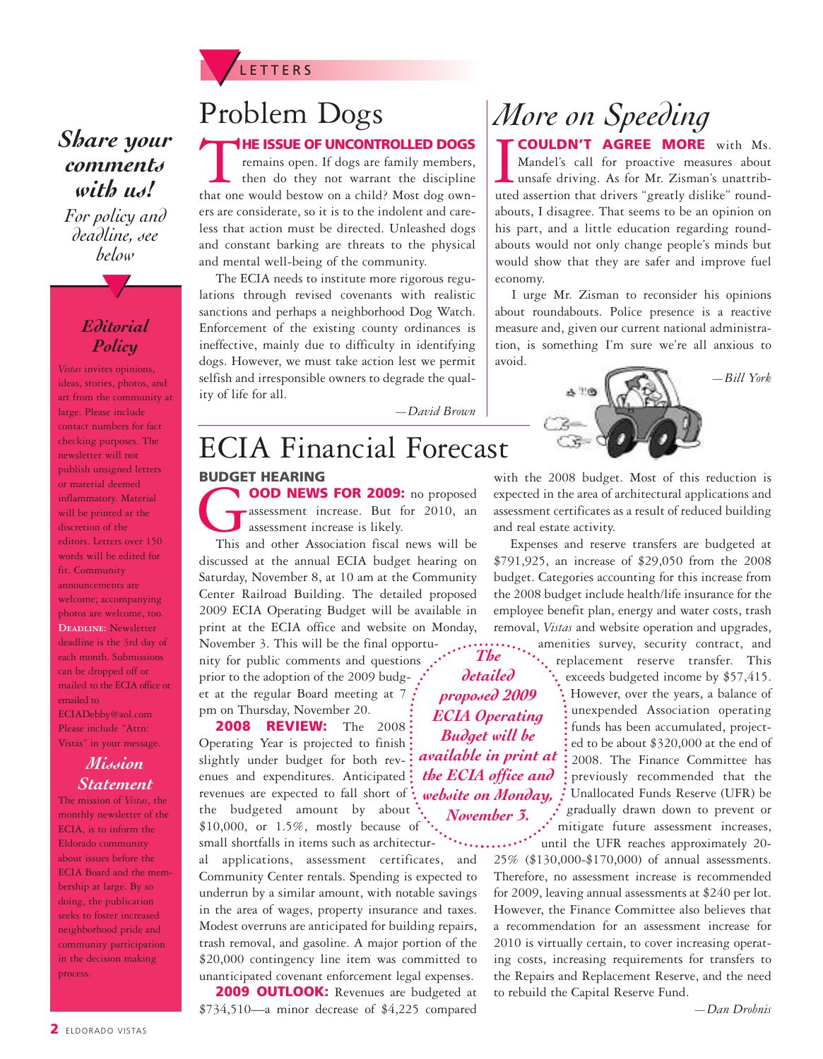LETTERS

# Problem Dogs

**THE ISSUE OF UNCONTROLLED DOGS** remains open. If dogs are family members, then do they not warrant the discipline that one would bestow on a child? Most dog owners are considerate, so it is to the indolent and careless that action must be directed. Unleashed dogs and constant barking are threats to the physical and mental well-being of the community.

The ECIA needs to institute more rigorous regulations through revised covenants with realistic sanctions and perhaps a neighborhood Dog Watch. Enforcement of the existing county ordinances is ineffective, mainly due to difficulty in identifying dogs. However, we must take action lest we permit selfish and irresponsible owners to degrade the quality of life for all.

*—David Brown*

# *More on Speeding*

**I COULDN'T AGREE MORE** with Ms. Mandel's call for proactive measures about unsafe driving. As for Mr. Zisman's unattributed assertion that drivers "greatly dislike" roundabouts, I disagree. That seems to be an opinion on his part, and a little education regarding roundabouts would not only change people's minds but would show that they are safer and improve fuel economy.

I urge Mr. Zisman to reconsider his opinions about roundabouts. Police presence is a reactive measure and, given our current national administration, is something I'm sure we're all anxious to avoid.

*—Bill York*

# ECIA Financial Forecast

## BUDGET HEARING

**GOOD NEWS FOR 2009:** no proposed assessment increase. But for 2010, an assessment increase is likely.

This and other Association fiscal news will be discussed at the annual ECIA budget hearing on Saturday, November 8, at 10 am at the Community Center Railroad Building. The detailed proposed 2009 ECIA Operating Budget will be available in print at the ECIA office and website on Monday, November 3. This will be the final opportunity for public comments and questions prior to the adoption of the 2009 budget at the regular Board meeting at 7 pm on Thursday, November 20.

> *The detailed proposed 2009 ECIA Operating Budget will be available in print at the ECIA office and website on Monday, November 3.*

**2008 REVIEW:** The 2008 Operating Year is projected to finish slightly under budget for both revenues and expenditures. Anticipated revenues are expected to fall short of the budgeted amount by about $10,000, or 1.5%, mostly because of small shortfalls in items such as architectural applications, assessment certificates, and Community Center rentals. Spending is expected to underrun by a similar amount, with notable savings in the area of wages, property insurance and taxes. Modest overruns are anticipated for building repairs, trash removal, and gasoline. A major portion of the $20,000 contingency line item was committed to unanticipated covenant enforcement legal expenses.

**2009 OUTLOOK:** Revenues are budgeted at $734,510—a minor decrease of $4,225 compared with the 2008 budget. Most of this reduction is expected in the area of architectural applications and assessment certificates as a result of reduced building and real estate activity.

Expenses and reserve transfers are budgeted at $791,925, an increase of $29,050 from the 2008 budget. Categories accounting for this increase from the 2008 budget include health/life insurance for the employee benefit plan, energy and water costs, trash removal, *Vistas* and website operation and upgrades, amenities survey, security contract, and replacement reserve transfer. This exceeds budgeted income by $57,415. However, over the years, a balance of unexpended Association operating funds has been accumulated, projected to be about $320,000 at the end of 2008. The Finance Committee has previously recommended that the Unallocated Funds Reserve (UFR) be gradually drawn down to prevent or mitigate future assessment increases, until the UFR reaches approximately 20-25% ($130,000-$170,000) of annual assessments. Therefore, no assessment increase is recommended for 2009, leaving annual assessments at $240 per lot. However, the Finance Committee also believes that a recommendation for an assessment increase for 2010 is virtually certain, to cover increasing operating costs, increasing requirements for transfers to the Repairs and Replacement Reserve, and the need to rebuild the Capital Reserve Fund.

*—Dan Drobnis*

---

## *Share your comments with us!*

*For policy and deadline, see below*

### *Editorial Policy*

*Vistas* invites opinions, ideas, stories, photos, and art from the community at large. Please include contact numbers for fact checking purposes. The newsletter will not publish unsigned letters or material deemed inflammatory. Material will be printed at the discretion of the editors. Letters over 150 words will be edited for fit. Community announcements are welcome; accompanying photos are welcome, too. **DEADLINE:** Newsletter deadline is the 3rd day of each month. Submissions can be dropped off or mailed to the ECIA office or emailed to ECIADebby@aol.com Please include "Attn: Vistas" in your message.

### *Mission Statement*

The mission of *Vistas*, the monthly newsletter of the ECIA, is to inform the Eldorado community about issues before the ECIA Board and the membership at large. By so doing, the publication seeks to foster increased neighborhood pride and community participation in the decision making process.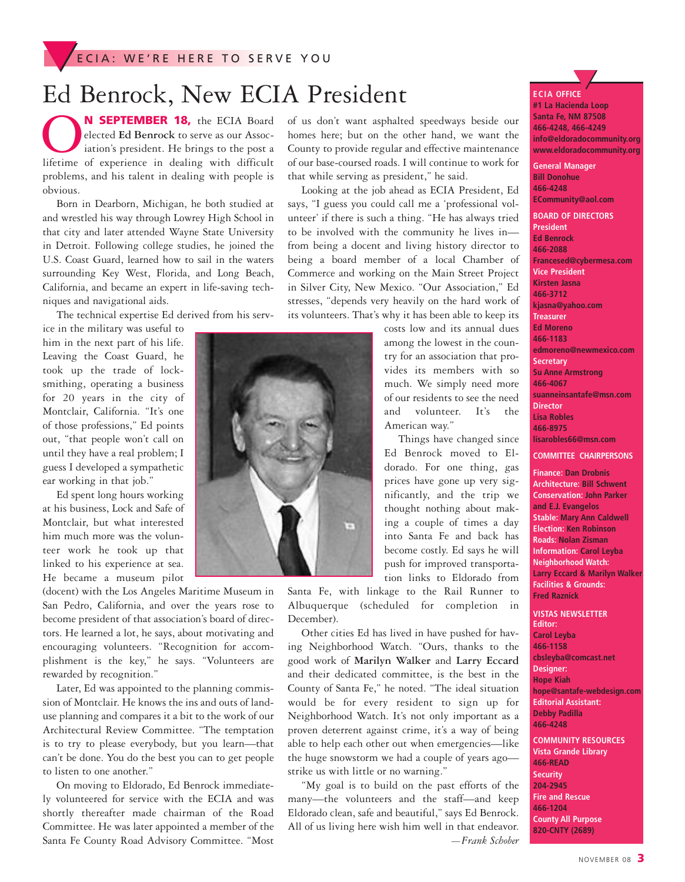ECIA: WE'RE HERE TO SERVE YOU

# Ed Benrock, New ECIA President

**ON SEPTEMBER 18,** the ECIA Board elected **Ed Benrock** to serve as our Association's president. He brings to the post a lifetime of experience in dealing with difficult problems, and his talent in dealing with people is obvious.

Born in Dearborn, Michigan, he both studied at and wrestled his way through Lowrey High School in that city and later attended Wayne State University in Detroit. Following college studies, he joined the U.S. Coast Guard, learned how to sail in the waters surrounding Key West, Florida, and Long Beach, California, and became an expert in life-saving techniques and navigational aids.

The technical expertise Ed derived from his service in the military was useful to him in the next part of his life. Leaving the Coast Guard, he took up the trade of locksmithing, operating a business for 20 years in the city of Montclair, California. "It's one of those professions," Ed points out, "that people won't call on until they have a real problem; I guess I developed a sympathetic ear working in that job."

Ed spent long hours working at his business, Lock and Safe of Montclair, but what interested him much more was the volunteer work he took up that linked to his experience at sea. He became a museum pilot (docent) with the Los Angeles Maritime Museum in San Pedro, California, and over the years rose to become president of that association's board of directors. He learned a lot, he says, about motivating and encouraging volunteers. "Recognition for accomplishment is the key," he says. "Volunteers are rewarded by recognition."

Later, Ed was appointed to the planning commission of Montclair. He knows the ins and outs of land-use planning and compares it a bit to the work of our Architectural Review Committee. "The temptation is to try to please everybody, but you learn—that can't be done. You do the best you can to get people to listen to one another."

On moving to Eldorado, Ed Benrock immediately volunteered for service with the ECIA and was shortly thereafter made chairman of the Road Committee. He was later appointed a member of the Santa Fe County Road Advisory Committee. "Most of us don't want asphalted speedways beside our homes here; but on the other hand, we want the County to provide regular and effective maintenance of our base-coursed roads. I will continue to work for that while serving as president," he said.

Looking at the job ahead as ECIA President, Ed says, "I guess you could call me a 'professional volunteer' if there is such a thing. "He has always tried to be involved with the community he lives in—from being a docent and living history director to being a board member of a local Chamber of Commerce and working on the Main Street Project in Silver City, New Mexico. "Our Association," Ed stresses, "depends very heavily on the hard work of its volunteers. That's why it has been able to keep its costs low and its annual dues among the lowest in the country for an association that provides its members with so much. We simply need more of our residents to see the need and volunteer. It's the American way."

Things have changed since Ed Benrock moved to Eldorado. For one thing, gas prices have gone up very significantly, and the trip we thought nothing about making a couple of times a day into Santa Fe and back has become costly. Ed says he will push for improved transportation links to Eldorado from Santa Fe, with linkage to the Rail Runner to Albuquerque (scheduled for completion in December).

Other cities Ed has lived in have pushed for having Neighborhood Watch. "Ours, thanks to the good work of **Marilyn Walker** and **Larry Eccard** and their dedicated committee, is the best in the County of Santa Fe," he noted. "The ideal situation would be for every resident to sign up for Neighborhood Watch. It's not only important as a proven deterrent against crime, it's a way of being able to help each other out when emergencies—like the huge snowstorm we had a couple of years ago—strike us with little or no warning."

"My goal is to build on the past efforts of the many—the volunteers and the staff—and keep Eldorado clean, safe and beautiful," says Ed Benrock. All of us living here wish him well in that endeavor.

*—Frank Schober*

---

**ECIA OFFICE**
#1 La Hacienda Loop
Santa Fe, NM 87508
466-4248, 466-4249
info@eldoradocommunity.org
www.eldoradocommunity.org

**General Manager**
Bill Donohue
466-4248
ECommunity@aol.com

**BOARD OF DIRECTORS**

**President**
Ed Benrock
466-2088
Francesed@cybermesa.com

**Vice President**
Kirsten Jasna
466-3712
kjasna@yahoo.com

**Treasurer**
Ed Moreno
466-1183
edmoreno@newmexico.com

**Secretary**
Su Anne Armstrong
466-4067
suanneinsantafe@msn.com

**Director**
Lisa Robles
466-8975
lisarobles66@msn.com

**COMMITTEE CHAIRPERSONS**

**Finance:** Dan Drobnis
**Architecture:** Bill Schwent
**Conservation:** John Parker and E.J. Evangelos
**Stable:** Mary Ann Caldwell
**Election:** Ken Robinson
**Roads:** Nolan Zisman
**Information:** Carol Leyba
**Neighborhood Watch:** Larry Eccard & Marilyn Walker
**Facilities & Grounds:** Fred Raznick

**VISTAS NEWSLETTER**

**Editor:**
Carol Leyba
466-1158
cbsleyba@comcast.net

**Designer:**
Hope Kiah
hope@santafe-webdesign.com

**Editorial Assistant:**
Debby Padilla
466-4248

**COMMUNITY RESOURCES**

**Vista Grande Library**
466-READ

**Security**
204-2945

**Fire and Rescue**
466-1204

**County All Purpose**
820-CNTY (2689)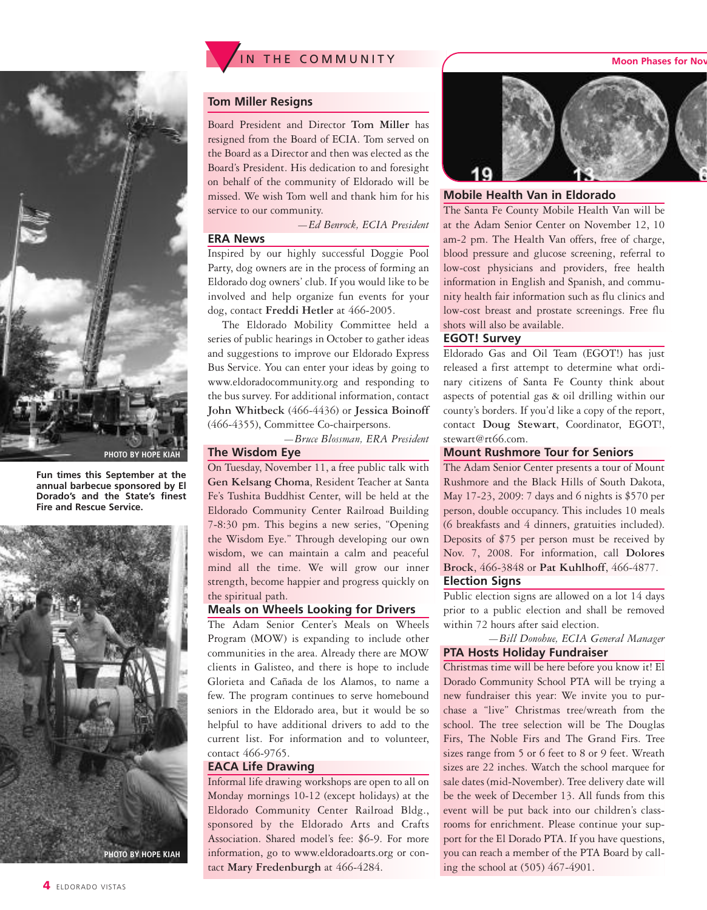## IN THE COMMUNITY

Fun times this September at the annual barbecue sponsored by El Dorado's and the State's finest Fire and Rescue Service.

PHOTO BY HOPE KIAH

PHOTO BY HOPE KIAH

### Tom Miller Resigns

Board President and Director **Tom Miller** has resigned from the Board of ECIA. Tom served on the Board as a Director and then was elected as the Board's President. His dedication to and foresight on behalf of the community of Eldorado will be missed. We wish Tom well and thank him for his service to our community.

*—Ed Benrock, ECIA President*

### ERA News

Inspired by our highly successful Doggie Pool Party, dog owners are in the process of forming an Eldorado dog owners' club. If you would like to be involved and help organize fun events for your dog, contact **Freddi Hetler** at 466-2005.

The Eldorado Mobility Committee held a series of public hearings in October to gather ideas and suggestions to improve our Eldorado Express Bus Service. You can enter your ideas by going to www.eldoradocommunity.org and responding to the bus survey. For additional information, contact **John Whitbeck** (466-4436) or **Jessica Boinoff** (466-4355), Committee Co-chairpersons.

*—Bruce Blossman, ERA President*

### The Wisdom Eye

On Tuesday, November 11, a free public talk with **Gen Kelsang Choma**, Resident Teacher at Santa Fe's Tushita Buddhist Center, will be held at the Eldorado Community Center Railroad Building 7-8:30 pm. This begins a new series, "Opening the Wisdom Eye." Through developing our own wisdom, we can maintain a calm and peaceful mind all the time. We will grow our inner strength, become happier and progress quickly on the spiritual path.

### Meals on Wheels Looking for Drivers

The Adam Senior Center's Meals on Wheels Program (MOW) is expanding to include other communities in the area. Already there are MOW clients in Galisteo, and there is hope to include Glorieta and Cañada de los Alamos, to name a few. The program continues to serve homebound seniors in the Eldorado area, but it would be so helpful to have additional drivers to add to the current list. For information and to volunteer, contact 466-9765.

### EACA Life Drawing

Informal life drawing workshops are open to all on Monday mornings 10-12 (except holidays) at the Eldorado Community Center Railroad Bldg., sponsored by the Eldorado Arts and Crafts Association. Shared model's fee: $6-9. For more information, go to www.eldoradoarts.org or contact **Mary Fredenburgh** at 466-4284.

### Moon Phases for Nov

19 13 6

### Mobile Health Van in Eldorado

The Santa Fe County Mobile Health Van will be at the Adam Senior Center on November 12, 10 am-2 pm. The Health Van offers, free of charge, blood pressure and glucose screening, referral to low-cost physicians and providers, free health information in English and Spanish, and community health fair information such as flu clinics and low-cost breast and prostate screenings. Free flu shots will also be available.

### EGOT! Survey

Eldorado Gas and Oil Team (EGOT!) has just released a first attempt to determine what ordinary citizens of Santa Fe County think about aspects of potential gas & oil drilling within our county's borders. If you'd like a copy of the report, contact **Doug Stewart**, Coordinator, EGOT!, stewart@rt66.com.

### Mount Rushmore Tour for Seniors

The Adam Senior Center presents a tour of Mount Rushmore and the Black Hills of South Dakota, May 17-23, 2009: 7 days and 6 nights is $570 per person, double occupancy. This includes 10 meals (6 breakfasts and 4 dinners, gratuities included). Deposits of $75 per person must be received by Nov. 7, 2008. For information, call **Dolores Brock**, 466-3848 or **Pat Kuhlhoff**, 466-4877.

### Election Signs

Public election signs are allowed on a lot 14 days prior to a public election and shall be removed within 72 hours after said election.

*—Bill Donohue, ECIA General Manager*

### PTA Hosts Holiday Fundraiser

Christmas time will be here before you know it! El Dorado Community School PTA will be trying a new fundraiser this year: We invite you to purchase a "live" Christmas tree/wreath from the school. The tree selection will be The Douglas Firs, The Noble Firs and The Grand Firs. Tree sizes range from 5 or 6 feet to 8 or 9 feet. Wreath sizes are 22 inches. Watch the school marquee for sale dates (mid-November). Tree delivery date will be the week of December 13. All funds from this event will be put back into our children's classrooms for enrichment. Please continue your support for the El Dorado PTA. If you have questions, you can reach a member of the PTA Board by calling the school at (505) 467-4901.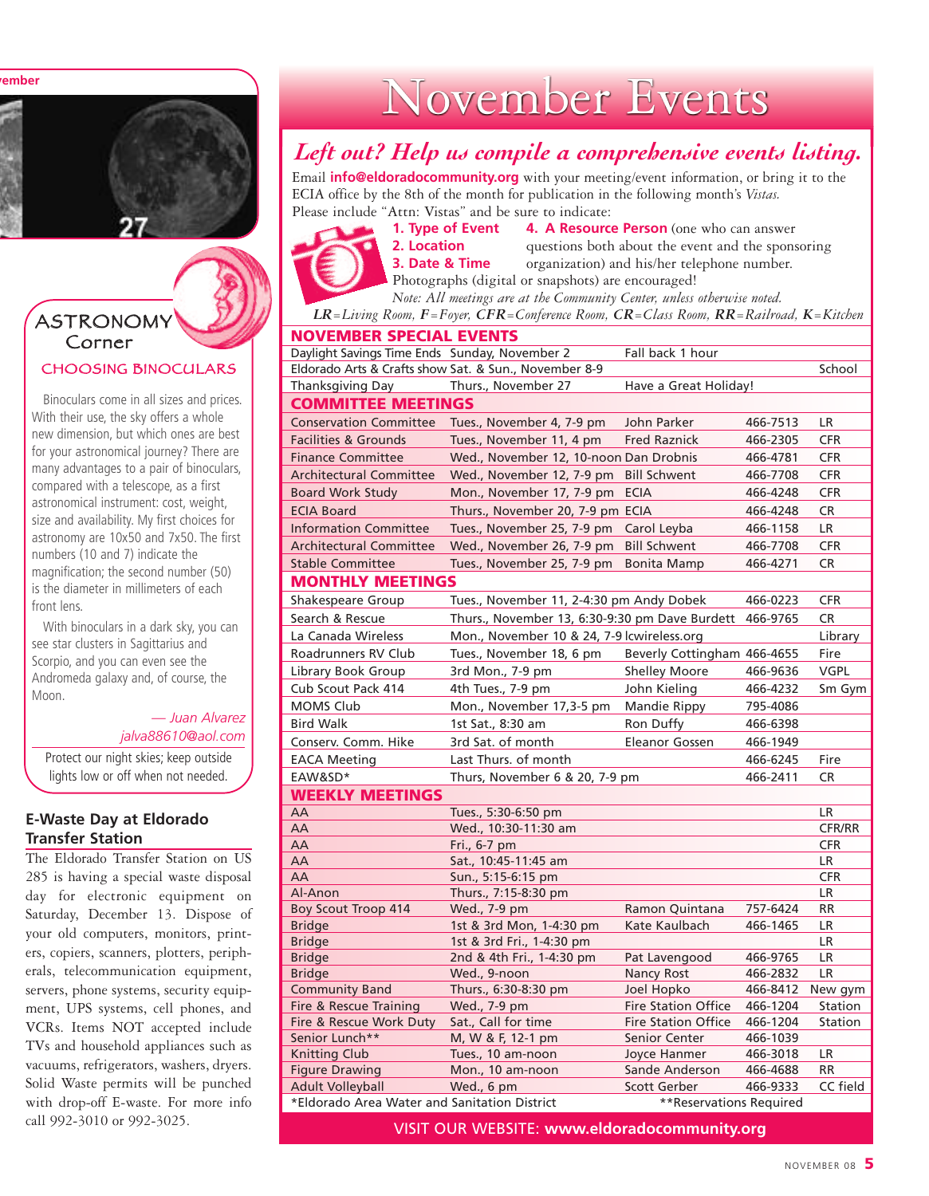# November Events

## *Left out? Help us compile a comprehensive events listing.*

Email **info@eldoradocommunity.org** with your meeting/event information, or bring it to the ECIA office by the 8th of the month for publication in the following month's *Vistas.* Please include "Attn: Vistas" and be sure to indicate:

**1. Type of Event**
**2. Location**
**3. Date & Time**
**4. A Resource Person** (one who can answer questions both about the event and the sponsoring organization) and his/her telephone number.

Photographs (digital or snapshots) are encouraged!

*Note: All meetings are at the Community Center, unless otherwise noted.*

***LR**=Living Room, **F**=Foyer, **CFR**=Conference Room, **CR**=Class Room, **RR**=Railroad, **K**=Kitchen*

| Event | Date & Time | Contact | Phone | Location |
|---|---|---|---|---|
| **NOVEMBER SPECIAL EVENTS** | | | | |
| Daylight Savings Time Ends | Sunday, November 2 | Fall back 1 hour | | |
| Eldorado Arts & Crafts show | Sat. & Sun., November 8-9 | | | School |
| Thanksgiving Day | Thurs., November 27 | Have a Great Holiday! | | |
| **COMMITTEE MEETINGS** | | | | |
| Conservation Committee | Tues., November 4, 7-9 pm | John Parker | 466-7513 | LR |
| Facilities & Grounds | Tues., November 11, 4 pm | Fred Raznick | 466-2305 | CFR |
| Finance Committee | Wed., November 12, 10-noon | Dan Drobnis | 466-4781 | CFR |
| Architectural Committee | Wed., November 12, 7-9 pm | Bill Schwent | 466-7708 | CFR |
| Board Work Study | Mon., November 17, 7-9 pm | ECIA | 466-4248 | CFR |
| ECIA Board | Thurs., November 20, 7-9 pm | ECIA | 466-4248 | CR |
| Information Committee | Tues., November 25, 7-9 pm | Carol Leyba | 466-1158 | LR |
| Architectural Committee | Wed., November 26, 7-9 pm | Bill Schwent | 466-7708 | CFR |
| Stable Committee | Tues., November 25, 7-9 pm | Bonita Mamp | 466-4271 | CR |
| **MONTHLY MEETINGS** | | | | |
| Shakespeare Group | Tues., November 11, 2-4:30 pm | Andy Dobek | 466-0223 | CFR |
| Search & Rescue | Thurs., November 13, 6:30-9:30 pm | Dave Burdett | 466-9765 | CR |
| La Canada Wireless | Mon., November 10 & 24, 7-9 | lcwireless.org | | Library |
| Roadrunners RV Club | Tues., November 18, 6 pm | Beverly Cottingham | 466-4655 | Fire |
| Library Book Group | 3rd Mon., 7-9 pm | Shelley Moore | 466-9636 | VGPL |
| Cub Scout Pack 414 | 4th Tues., 7-9 pm | John Kieling | 466-4232 | Sm Gym |
| MOMS Club | Mon., November 17,3-5 pm | Mandie Rippy | 795-4086 | |
| Bird Walk | 1st Sat., 8:30 am | Ron Duffy | 466-6398 | |
| Conserv. Comm. Hike | 3rd Sat. of month | Eleanor Gossen | 466-1949 | |
| EACA Meeting | Last Thurs. of month | | 466-6245 | Fire |
| EAW&SD* | Thurs, November 6 & 20, 7-9 pm | | 466-2411 | CR |
| **WEEKLY MEETINGS** | | | | |
| AA | Tues., 5:30-6:50 pm | | | LR |
| AA | Wed., 10:30-11:30 am | | | CFR/RR |
| AA | Fri., 6-7 pm | | | CFR |
| AA | Sat., 10:45-11:45 am | | | LR |
| AA | Sun., 5:15-6:15 pm | | | CFR |
| Al-Anon | Thurs., 7:15-8:30 pm | | | LR |
| Boy Scout Troop 414 | Wed., 7-9 pm | Ramon Quintana | 757-6424 | RR |
| Bridge | 1st & 3rd Mon, 1-4:30 pm | Kate Kaulbach | 466-1465 | LR |
| Bridge | 1st & 3rd Fri., 1-4:30 pm | | | LR |
| Bridge | 2nd & 4th Fri., 1-4:30 pm | Pat Lavengood | 466-9765 | LR |
| Bridge | Wed., 9-noon | Nancy Rost | 466-2832 | LR |
| Community Band | Thurs., 6:30-8:30 pm | Joel Hopko | 466-8412 | New gym |
| Fire & Rescue Training | Wed., 7-9 pm | Fire Station Office | 466-1204 | Station |
| Fire & Rescue Work Duty | Sat., Call for time | Fire Station Office | 466-1204 | Station |
| Senior Lunch** | M, W & F, 12-1 pm | Senior Center | 466-1039 | |
| Knitting Club | Tues., 10 am-noon | Joyce Hanmer | 466-3018 | LR |
| Figure Drawing | Mon., 10 am-noon | Sande Anderson | 466-4688 | RR |
| Adult Volleyball | Wed., 6 pm | Scott Gerber | 466-9333 | CC field |

*Eldorado Area Water and Sanitation District **Reservations Required

VISIT OUR WEBSITE: **www.eldoradocommunity.org**

## ASTRONOMY Corner

### CHOOSING BINOCULARS

Binoculars come in all sizes and prices. With their use, the sky offers a whole new dimension, but which ones are best for your astronomical journey? There are many advantages to a pair of binoculars, compared with a telescope, as a first astronomical instrument: cost, weight, size and availability. My first choices for astronomy are 10x50 and 7x50. The first numbers (10 and 7) indicate the magnification; the second number (50) is the diameter in millimeters of each front lens.

With binoculars in a dark sky, you can see star clusters in Sagittarius and Scorpio, and you can even see the Andromeda galaxy and, of course, the Moon.

*— Juan Alvarez*
*jalva88610@aol.com*

Protect our night skies; keep outside lights low or off when not needed.

## E-Waste Day at Eldorado Transfer Station

The Eldorado Transfer Station on US 285 is having a special waste disposal day for electronic equipment on Saturday, December 13. Dispose of your old computers, monitors, printers, copiers, scanners, plotters, peripherals, telecommunication equipment, servers, phone systems, security equipment, UPS systems, cell phones, and VCRs. Items NOT accepted include TVs and household appliances such as vacuums, refrigerators, washers, dryers. Solid Waste permits will be punched with drop-off E-waste. For more info call 992-3010 or 992-3025.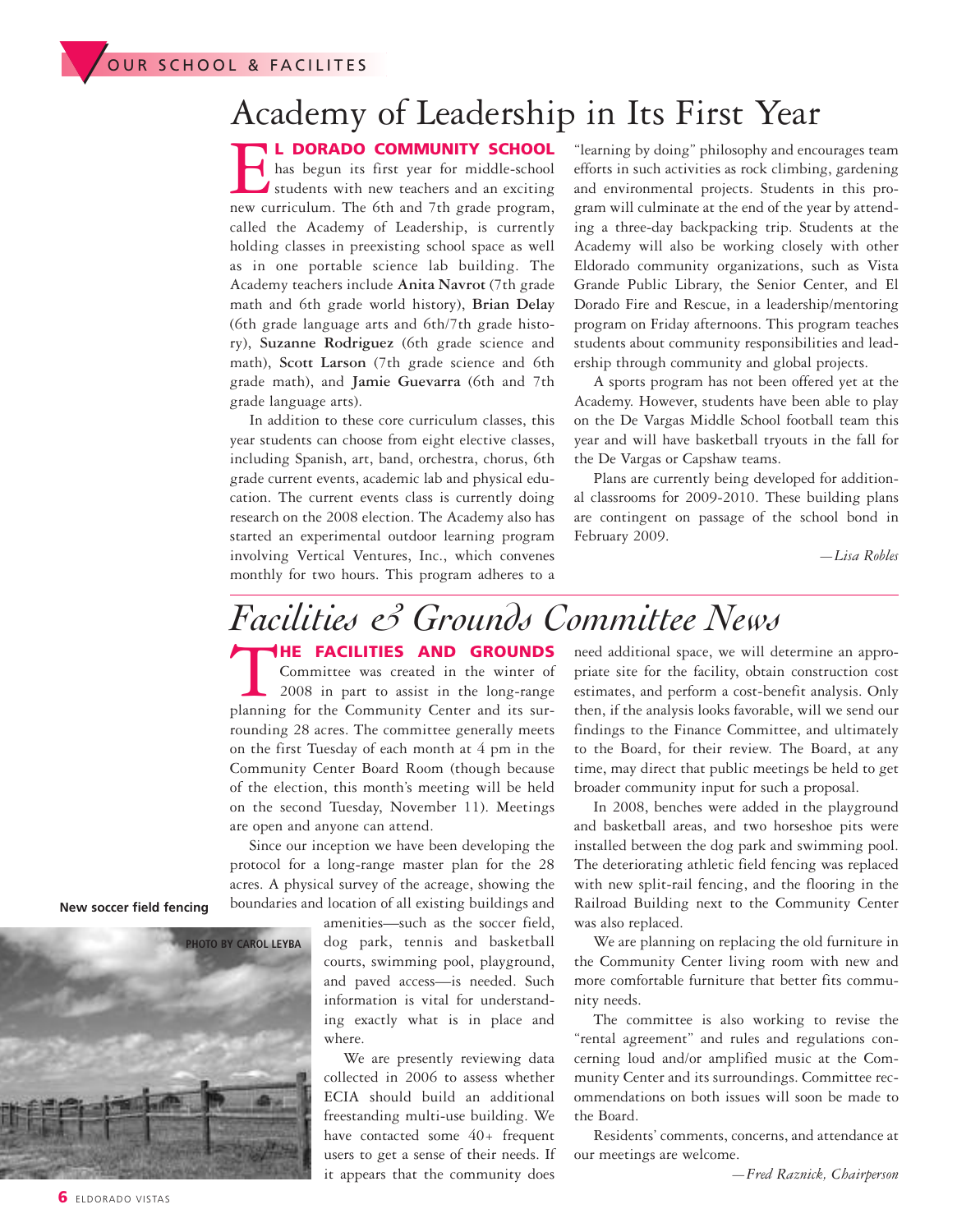OUR SCHOOL & FACILITES

# Academy of Leadership in Its First Year

**EL DORADO COMMUNITY SCHOOL** has begun its first year for middle-school students with new teachers and an exciting new curriculum. The 6th and 7th grade program, called the Academy of Leadership, is currently holding classes in preexisting school space as well as in one portable science lab building. The Academy teachers include **Anita Navrot** (7th grade math and 6th grade world history), **Brian Delay** (6th grade language arts and 6th/7th grade history), **Suzanne Rodriguez** (6th grade science and math), **Scott Larson** (7th grade science and 6th grade math), and **Jamie Guevarra** (6th and 7th grade language arts).

In addition to these core curriculum classes, this year students can choose from eight elective classes, including Spanish, art, band, orchestra, chorus, 6th grade current events, academic lab and physical education. The current events class is currently doing research on the 2008 election. The Academy also has started an experimental outdoor learning program involving Vertical Ventures, Inc., which convenes monthly for two hours. This program adheres to a "learning by doing" philosophy and encourages team efforts in such activities as rock climbing, gardening and environmental projects. Students in this program will culminate at the end of the year by attending a three-day backpacking trip. Students at the Academy will also be working closely with other Eldorado community organizations, such as Vista Grande Public Library, the Senior Center, and El Dorado Fire and Rescue, in a leadership/mentoring program on Friday afternoons. This program teaches students about community responsibilities and leadership through community and global projects.

A sports program has not been offered yet at the Academy. However, students have been able to play on the De Vargas Middle School football team this year and will have basketball tryouts in the fall for the De Vargas or Capshaw teams.

Plans are currently being developed for additional classrooms for 2009-2010. These building plans are contingent on passage of the school bond in February 2009.

*—Lisa Robles*

# Facilities & Grounds Committee News

**THE FACILITIES AND GROUNDS** Committee was created in the winter of 2008 in part to assist in the long-range planning for the Community Center and its surrounding 28 acres. The committee generally meets on the first Tuesday of each month at 4 pm in the Community Center Board Room (though because of the election, this month's meeting will be held on the second Tuesday, November 11). Meetings are open and anyone can attend.

Since our inception we have been developing the protocol for a long-range master plan for the 28 acres. A physical survey of the acreage, showing the boundaries and location of all existing buildings and amenities—such as the soccer field, dog park, tennis and basketball courts, swimming pool, playground, and paved access—is needed. Such information is vital for understanding exactly what is in place and where.

New soccer field fencing

PHOTO BY CAROL LEYBA

We are presently reviewing data collected in 2006 to assess whether ECIA should build an additional freestanding multi-use building. We have contacted some 40+ frequent users to get a sense of their needs. If it appears that the community does need additional space, we will determine an appropriate site for the facility, obtain construction cost estimates, and perform a cost-benefit analysis. Only then, if the analysis looks favorable, will we send our findings to the Finance Committee, and ultimately to the Board, for their review. The Board, at any time, may direct that public meetings be held to get broader community input for such a proposal.

In 2008, benches were added in the playground and basketball areas, and two horseshoe pits were installed between the dog park and swimming pool. The deteriorating athletic field fencing was replaced with new split-rail fencing, and the flooring in the Railroad Building next to the Community Center was also replaced.

We are planning on replacing the old furniture in the Community Center living room with new and more comfortable furniture that better fits community needs.

The committee is also working to revise the "rental agreement" and rules and regulations concerning loud and/or amplified music at the Community Center and its surroundings. Committee recommendations on both issues will soon be made to the Board.

Residents' comments, concerns, and attendance at our meetings are welcome.

*—Fred Raznick, Chairperson*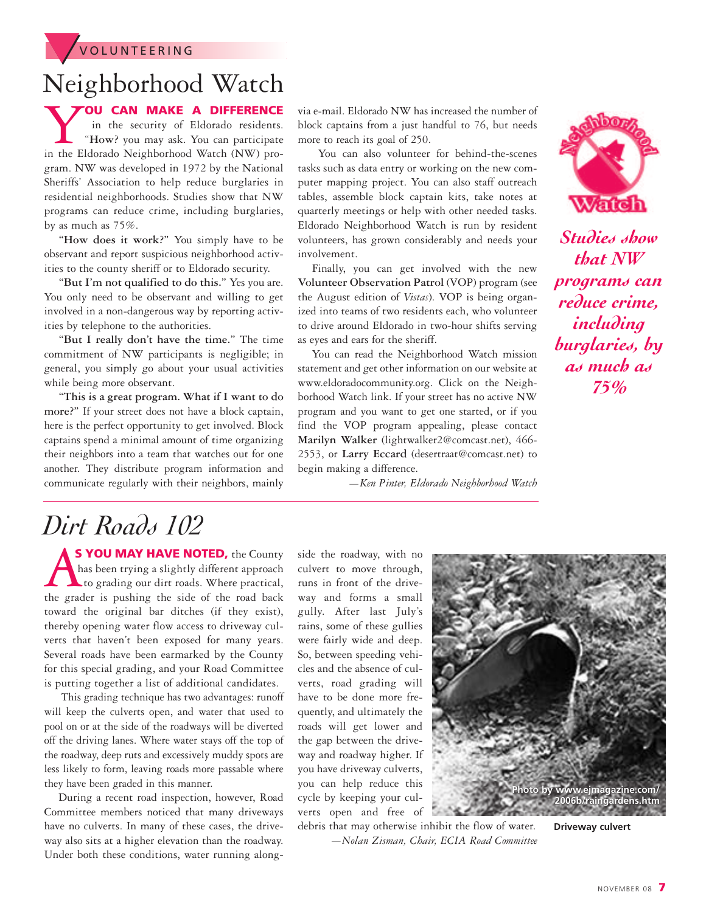VOLUNTEERING

# Neighborhood Watch

**YOU CAN MAKE A DIFFERENCE** in the security of Eldorado residents. "**How?** you may ask. You can participate in the Eldorado Neighborhood Watch (NW) program. NW was developed in 1972 by the National Sheriffs' Association to help reduce burglaries in residential neighborhoods. Studies show that NW programs can reduce crime, including burglaries, by as much as 75%.

"**How does it work?**" You simply have to be observant and report suspicious neighborhood activities to the county sheriff or to Eldorado security.

"**But I'm not qualified to do this.**" Yes you are. You only need to be observant and willing to get involved in a non-dangerous way by reporting activities by telephone to the authorities.

"**But I really don't have the time.**" The time commitment of NW participants is negligible; in general, you simply go about your usual activities while being more observant.

"**This is a great program. What if I want to do more?**" If your street does not have a block captain, here is the perfect opportunity to get involved. Block captains spend a minimal amount of time organizing their neighbors into a team that watches out for one another. They distribute program information and communicate regularly with their neighbors, mainly via e-mail. Eldorado NW has increased the number of block captains from a just handful to 76, but needs more to reach its goal of 250.

You can also volunteer for behind-the-scenes tasks such as data entry or working on the new computer mapping project. You can also staff outreach tables, assemble block captain kits, take notes at quarterly meetings or help with other needed tasks. Eldorado Neighborhood Watch is run by resident volunteers, has grown considerably and needs your involvement.

Finally, you can get involved with the new **Volunteer Observation Patrol** (VOP) program (see the August edition of *Vistas*). VOP is being organized into teams of two residents each, who volunteer to drive around Eldorado in two-hour shifts serving as eyes and ears for the sheriff.

You can read the Neighborhood Watch mission statement and get other information on our website at www.eldoradocommunity.org. Click on the Neighborhood Watch link. If your street has no active NW program and you want to get one started, or if you find the VOP program appealing, please contact **Marilyn Walker** (lightwalker2@comcast.net), 466-2553, or **Larry Eccard** (desertraat@comcast.net) to begin making a difference.

*—Ken Pinter, Eldorado Neighborhood Watch*

***Studies show that NW programs can reduce crime, including burglaries, by as much as 75%***

# Dirt Roads 102

**AS YOU MAY HAVE NOTED,** the County has been trying a slightly different approach to grading our dirt roads. Where practical, the grader is pushing the side of the road back toward the original bar ditches (if they exist), thereby opening water flow access to driveway culverts that haven't been exposed for many years. Several roads have been earmarked by the County for this special grading, and your Road Committee is putting together a list of additional candidates.

This grading technique has two advantages: runoff will keep the culverts open, and water that used to pool on or at the side of the roadways will be diverted off the driving lanes. Where water stays off the top of the roadway, deep ruts and excessively muddy spots are less likely to form, leaving roads more passable where they have been graded in this manner.

During a recent road inspection, however, Road Committee members noticed that many driveways have no culverts. In many of these cases, the driveway also sits at a higher elevation than the roadway. Under both these conditions, water running alongside the roadway, with no culvert to move through, runs in front of the driveway and forms a small gully. After last July's rains, some of these gullies were fairly wide and deep. So, between speeding vehicles and the absence of culverts, road grading will have to be done more frequently, and ultimately the roads will get lower and the gap between the driveway and roadway higher. If you have driveway culverts, you can help reduce this cycle by keeping your culverts open and free of debris that may otherwise inhibit the flow of water.

*—Nolan Zisman, Chair, ECIA Road Committee*

Photo by www.ejmagazine.com/2006b/raingardens.htm

**Driveway culvert**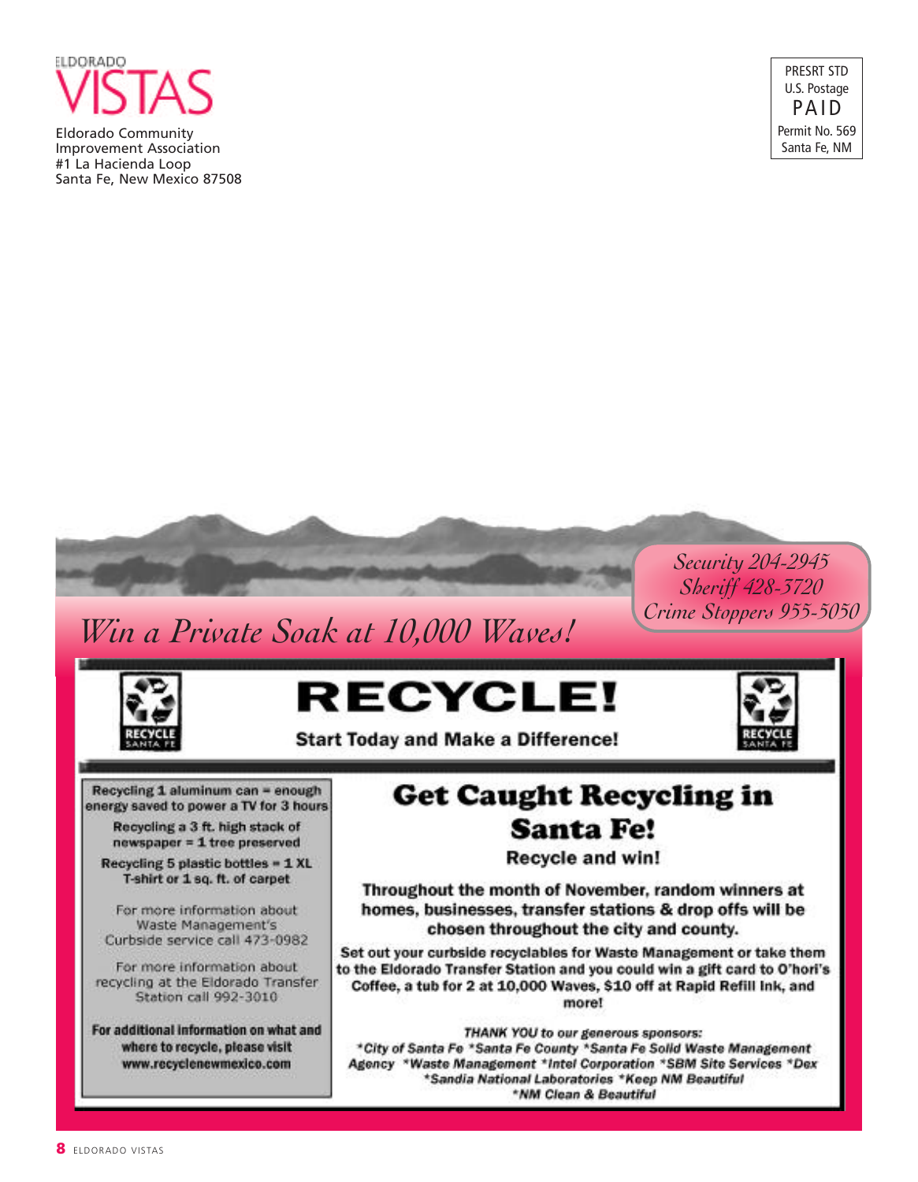ELDORADO VISTAS

Eldorado Community Improvement Association
#1 La Hacienda Loop
Santa Fe, New Mexico 87508

PRESRT STD
U.S. Postage
PAID
Permit No. 569
Santa Fe, NM

*Security 204-2945*
*Sheriff 428-3720*
*Crime Stoppers 955-5050*

## *Win a Private Soak at 10,000 Waves!*

RECYCLE SANTA FE

# RECYCLE!

**Start Today and Make a Difference!**

RECYCLE SANTA FE

**Recycling 1 aluminum can = enough energy saved to power a TV for 3 hours**

**Recycling a 3 ft. high stack of newspaper = 1 tree preserved**

**Recycling 5 plastic bottles = 1 XL T-shirt or 1 sq. ft. of carpet**

For more information about Waste Management's Curbside service call 473-0982

For more information about recycling at the Eldorado Transfer Station call 992-3010

**For additional information on what and where to recycle, please visit www.recyclenewmexico.com**

## Get Caught Recycling in Santa Fe!

**Recycle and win!**

**Throughout the month of November, random winners at homes, businesses, transfer stations & drop offs will be chosen throughout the city and county.**

**Set out your curbside recyclables for Waste Management or take them to the Eldorado Transfer Station and you could win a gift card to O'hori's Coffee, a tub for 2 at 10,000 Waves, $10 off at Rapid Refill Ink, and more!**

***THANK YOU to our generous sponsors:***
***\*City of Santa Fe \*Santa Fe County \*Santa Fe Solid Waste Management Agency \*Waste Management \*Intel Corporation \*SBM Site Services \*Dex \*Sandia National Laboratories \*Keep NM Beautiful \*NM Clean & Beautiful***